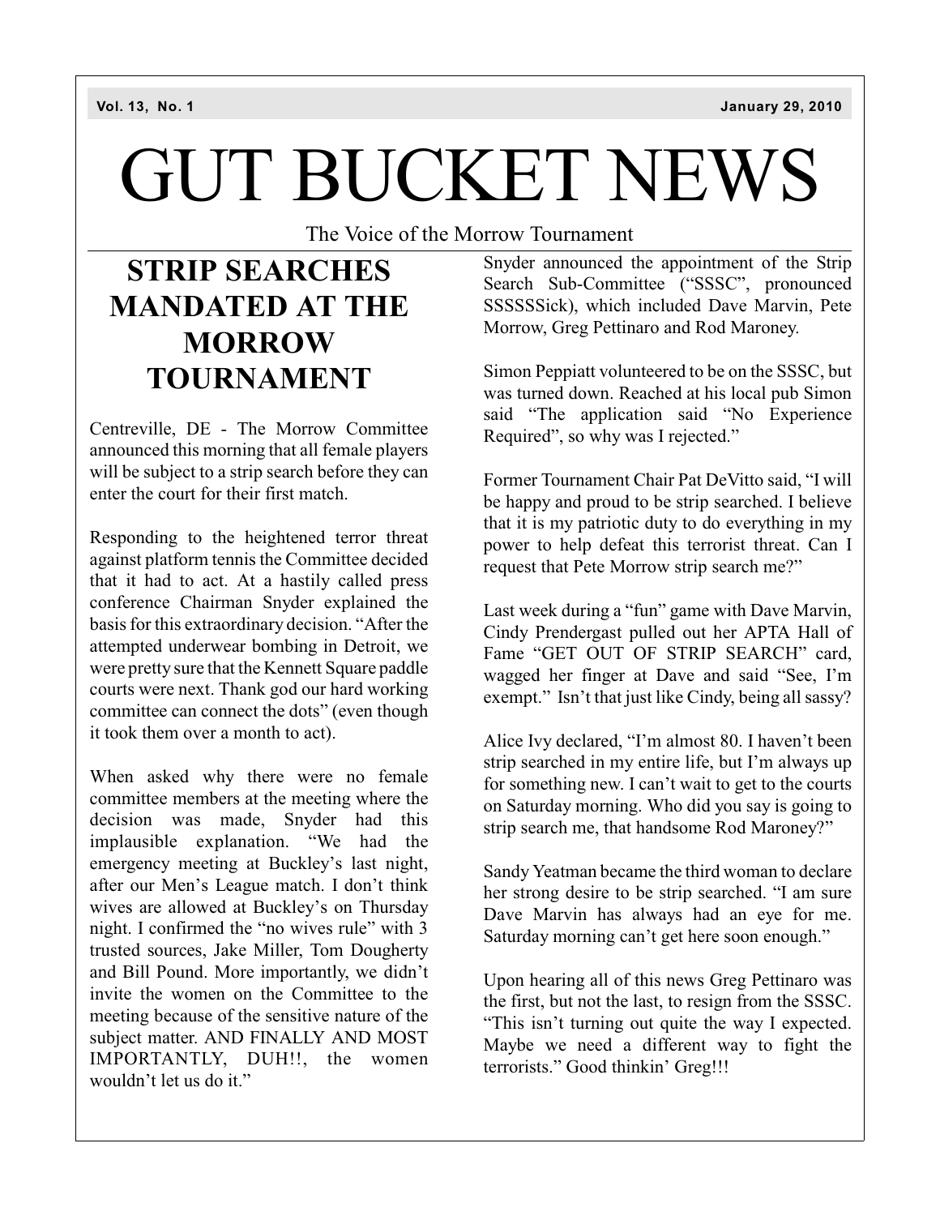Vol. 13, No. 1 January 29, 2010

# GUT BUCKET NEWS

The Voice of the Morrow Tournament

## STRIP SEARCHES MANDATED AT THE MORROW TOURNAMENT

Centreville, DE - The Morrow Committee announced this morning that all female players will be subject to a strip search before they can enter the court for their first match.

Responding to the heightened terror threat against platform tennis the Committee decided that it had to act. At a hastily called press conference Chairman Snyder explained the basis for this extraordinary decision. "After the attempted underwear bombing in Detroit, we were pretty sure that the Kennett Square paddle courts were next. Thank god our hard working committee can connect the dots" (even though it took them over a month to act).

When asked why there were no female committee members at the meeting where the decision was made, Snyder had this implausible explanation. "We had the emergency meeting at Buckley's last night, after our Men's League match. I don't think wives are allowed at Buckley's on Thursday night. I confirmed the "no wives rule" with 3 trusted sources, Jake Miller, Tom Dougherty and Bill Pound. More importantly, we didn't invite the women on the Committee to the meeting because of the sensitive nature of the subject matter. AND FINALLY AND MOST IMPORTANTLY, DUH!!, the women wouldn't let us do it."

Snyder announced the appointment of the Strip Search Sub-Committee ("SSSC", pronounced SSSSSSick), which included Dave Marvin, Pete Morrow, Greg Pettinaro and Rod Maroney.

Simon Peppiatt volunteered to be on the SSSC, but was turned down. Reached at his local pub Simon said "The application said "No Experience Required", so why was I rejected."

Former Tournament Chair Pat DeVitto said, "I will be happy and proud to be strip searched. I believe that it is my patriotic duty to do everything in my power to help defeat this terrorist threat. Can I request that Pete Morrow strip search me?"

Last week during a "fun" game with Dave Marvin, Cindy Prendergast pulled out her APTA Hall of Fame "GET OUT OF STRIP SEARCH" card, wagged her finger at Dave and said "See, I'm exempt." Isn't that just like Cindy, being all sassy?

Alice Ivy declared, "I'm almost 80. I haven't been strip searched in my entire life, but I'm always up for something new. I can't wait to get to the courts on Saturday morning. Who did you say is going to strip search me, that handsome Rod Maroney?"

Sandy Yeatman became the third woman to declare her strong desire to be strip searched. "I am sure Dave Marvin has always had an eye for me. Saturday morning can't get here soon enough."

Upon hearing all of this news Greg Pettinaro was the first, but not the last, to resign from the SSSC. "This isn't turning out quite the way I expected. Maybe we need a different way to fight the terrorists." Good thinkin' Greg!!!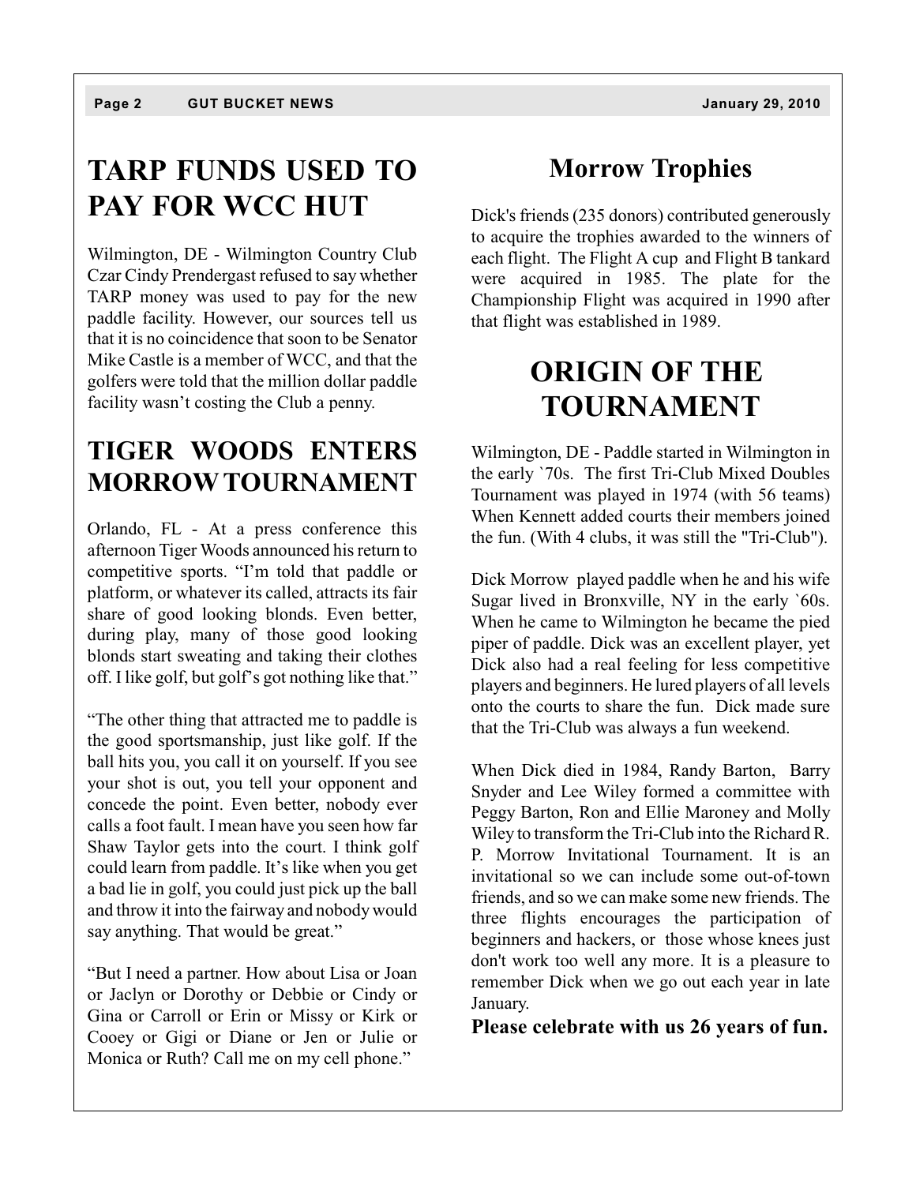# TARP FUNDS USED TO PAY FOR WCC HUT

Wilmington, DE - Wilmington Country Club Czar Cindy Prendergast refused to say whether TARP money was used to pay for the new paddle facility. However, our sources tell us that it is no coincidence that soon to be Senator Mike Castle is a member of WCC, and that the golfers were told that the million dollar paddle facility wasn't costing the Club a penny.

# TIGER WOODS ENTERS MORROW TOURNAMENT

Orlando, FL - At a press conference this afternoon Tiger Woods announced his return to competitive sports. "I'm told that paddle or platform, or whatever its called, attracts its fair share of good looking blonds. Even better, during play, many of those good looking blonds start sweating and taking their clothes off. I like golf, but golf's got nothing like that."

"The other thing that attracted me to paddle is the good sportsmanship, just like golf. If the ball hits you, you call it on yourself. If you see your shot is out, you tell your opponent and concede the point. Even better, nobody ever calls a foot fault. I mean have you seen how far Shaw Taylor gets into the court. I think golf could learn from paddle. It's like when you get a bad lie in golf, you could just pick up the ball and throw it into the fairway and nobody would say anything. That would be great."

"But I need a partner. How about Lisa or Joan or Jaclyn or Dorothy or Debbie or Cindy or Gina or Carroll or Erin or Missy or Kirk or Cooey or Gigi or Diane or Jen or Julie or Monica or Ruth? Call me on my cell phone."

# Morrow Trophies

Dick's friends (235 donors) contributed generously to acquire the trophies awarded to the winners of each flight. The Flight A cup and Flight B tankard were acquired in 1985. The plate for the Championship Flight was acquired in 1990 after that flight was established in 1989.

# ORIGIN OF THE TOURNAMENT

Wilmington, DE - Paddle started in Wilmington in the early `70s. The first Tri-Club Mixed Doubles Tournament was played in 1974 (with 56 teams) When Kennett added courts their members joined the fun. (With 4 clubs, it was still the "Tri-Club").

Dick Morrow played paddle when he and his wife Sugar lived in Bronxville, NY in the early `60s. When he came to Wilmington he became the pied piper of paddle. Dick was an excellent player, yet Dick also had a real feeling for less competitive players and beginners. He lured players of all levels onto the courts to share the fun. Dick made sure that the Tri-Club was always a fun weekend.

When Dick died in 1984, Randy Barton, Barry Snyder and Lee Wiley formed a committee with Peggy Barton, Ron and Ellie Maroney and Molly Wiley to transform the Tri-Club into the Richard R. P. Morrow Invitational Tournament. It is an invitational so we can include some out-of-town friends, and so we can make some new friends. The three flights encourages the participation of beginners and hackers, or those whose knees just don't work too well any more. It is a pleasure to remember Dick when we go out each year in late January.

**Please celebrate with us 26 years of fun.**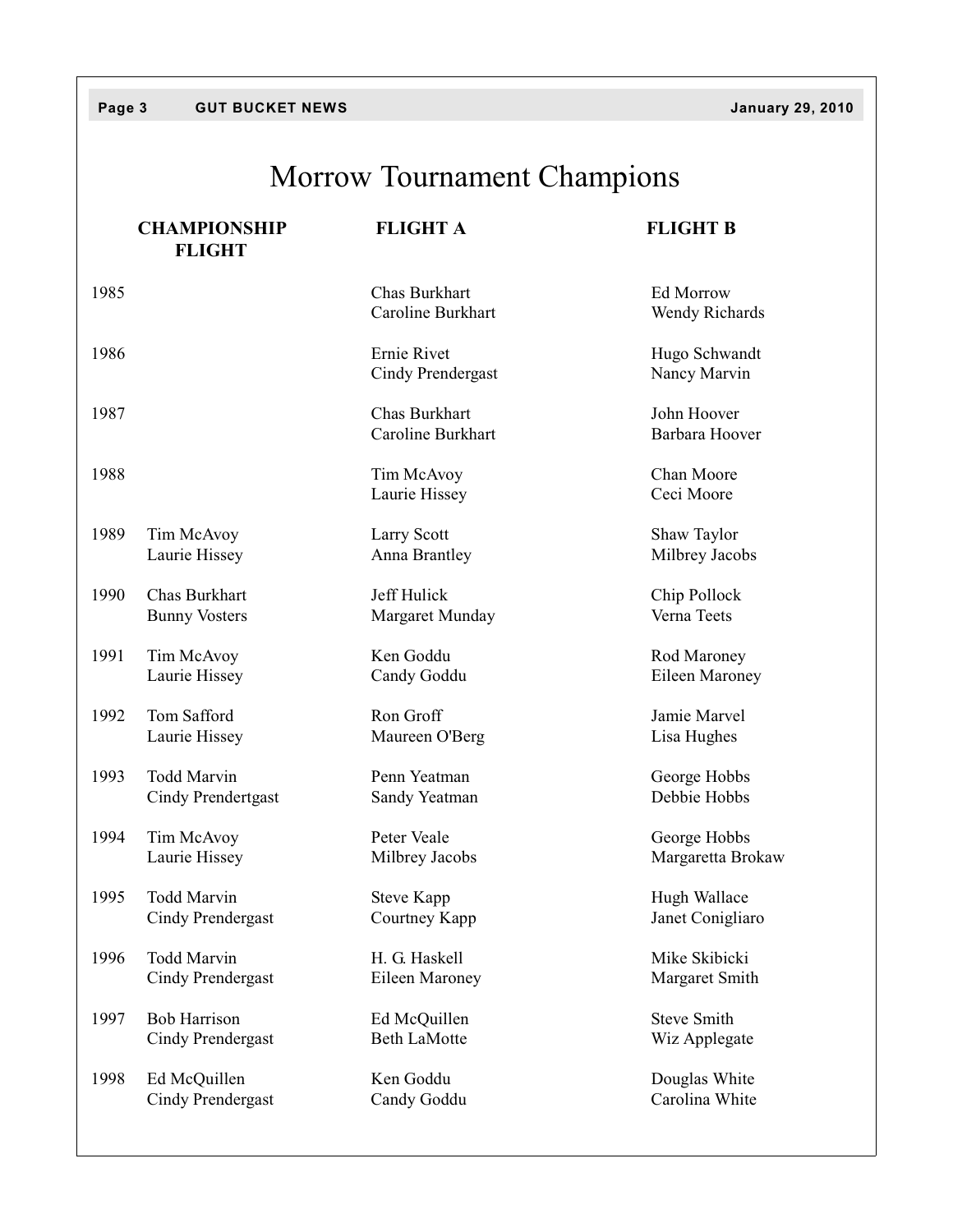# Morrow Tournament Champions

| | CHAMPIONSHIP FLIGHT | FLIGHT A | FLIGHT B |
|---|---|---|---|
| 1985 | | Chas Burkhart<br>Caroline Burkhart | Ed Morrow<br>Wendy Richards |
| 1986 | | Ernie Rivet<br>Cindy Prendergast | Hugo Schwandt<br>Nancy Marvin |
| 1987 | | Chas Burkhart<br>Caroline Burkhart | John Hoover<br>Barbara Hoover |
| 1988 | | Tim McAvoy<br>Laurie Hissey | Chan Moore<br>Ceci Moore |
| 1989 | Tim McAvoy<br>Laurie Hissey | Larry Scott<br>Anna Brantley | Shaw Taylor<br>Milbrey Jacobs |
| 1990 | Chas Burkhart<br>Bunny Vosters | Jeff Hulick<br>Margaret Munday | Chip Pollock<br>Verna Teets |
| 1991 | Tim McAvoy<br>Laurie Hissey | Ken Goddu<br>Candy Goddu | Rod Maroney<br>Eileen Maroney |
| 1992 | Tom Safford<br>Laurie Hissey | Ron Groff<br>Maureen O'Berg | Jamie Marvel<br>Lisa Hughes |
| 1993 | Todd Marvin<br>Cindy Prendertgast | Penn Yeatman<br>Sandy Yeatman | George Hobbs<br>Debbie Hobbs |
| 1994 | Tim McAvoy<br>Laurie Hissey | Peter Veale<br>Milbrey Jacobs | George Hobbs<br>Margaretta Brokaw |
| 1995 | Todd Marvin<br>Cindy Prendergast | Steve Kapp<br>Courtney Kapp | Hugh Wallace<br>Janet Conigliaro |
| 1996 | Todd Marvin<br>Cindy Prendergast | H. G. Haskell<br>Eileen Maroney | Mike Skibicki<br>Margaret Smith |
| 1997 | Bob Harrison<br>Cindy Prendergast | Ed McQuillen<br>Beth LaMotte | Steve Smith<br>Wiz Applegate |
| 1998 | Ed McQuillen<br>Cindy Prendergast | Ken Goddu<br>Candy Goddu | Douglas White<br>Carolina White |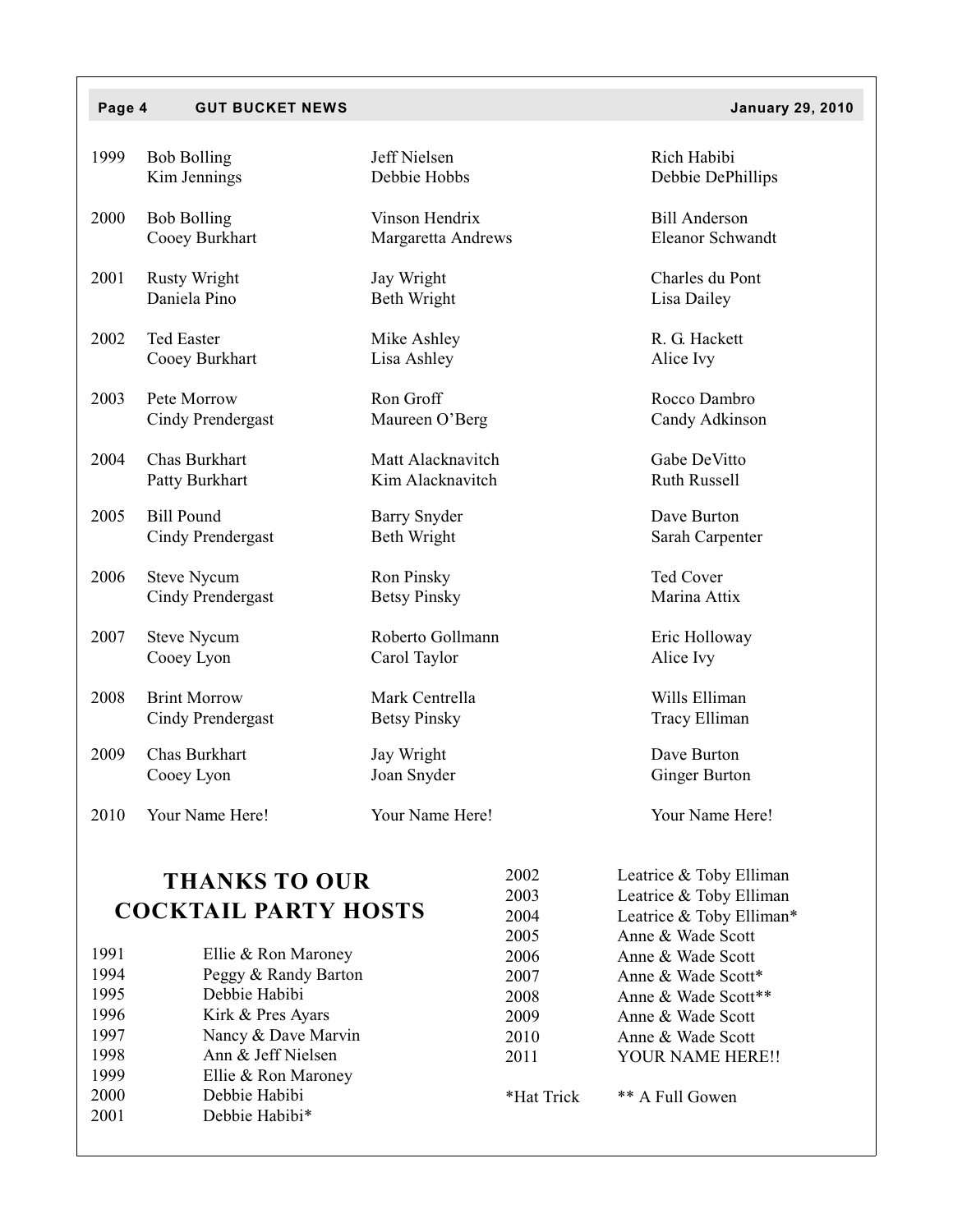| | | | |
|---|---|---|---|
| 1999 | Bob Bolling<br>Kim Jennings | Jeff Nielsen<br>Debbie Hobbs | Rich Habibi<br>Debbie DePhillips |
| 2000 | Bob Bolling<br>Cooey Burkhart | Vinson Hendrix<br>Margaretta Andrews | Bill Anderson<br>Eleanor Schwandt |
| 2001 | Rusty Wright<br>Daniela Pino | Jay Wright<br>Beth Wright | Charles du Pont<br>Lisa Dailey |
| 2002 | Ted Easter<br>Cooey Burkhart | Mike Ashley<br>Lisa Ashley | R. G. Hackett<br>Alice Ivy |
| 2003 | Pete Morrow<br>Cindy Prendergast | Ron Groff<br>Maureen O'Berg | Rocco Dambro<br>Candy Adkinson |
| 2004 | Chas Burkhart<br>Patty Burkhart | Matt Alacknavitch<br>Kim Alacknavitch | Gabe DeVitto<br>Ruth Russell |
| 2005 | Bill Pound<br>Cindy Prendergast | Barry Snyder<br>Beth Wright | Dave Burton<br>Sarah Carpenter |
| 2006 | Steve Nycum<br>Cindy Prendergast | Ron Pinsky<br>Betsy Pinsky | Ted Cover<br>Marina Attix |
| 2007 | Steve Nycum<br>Cooey Lyon | Roberto Gollmann<br>Carol Taylor | Eric Holloway<br>Alice Ivy |
| 2008 | Brint Morrow<br>Cindy Prendergast | Mark Centrella<br>Betsy Pinsky | Wills Elliman<br>Tracy Elliman |
| 2009 | Chas Burkhart<br>Cooey Lyon | Jay Wright<br>Joan Snyder | Dave Burton<br>Ginger Burton |
| 2010 | Your Name Here! | Your Name Here! | Your Name Here! |

## THANKS TO OUR COCKTAIL PARTY HOSTS

| | |
|---|---|
| 1991 | Ellie & Ron Maroney |
| 1994 | Peggy & Randy Barton |
| 1995 | Debbie Habibi |
| 1996 | Kirk & Pres Ayars |
| 1997 | Nancy & Dave Marvin |
| 1998 | Ann & Jeff Nielsen |
| 1999 | Ellie & Ron Maroney |
| 2000 | Debbie Habibi |
| 2001 | Debbie Habibi* |
| 2002 | Leatrice & Toby Elliman |
| 2003 | Leatrice & Toby Elliman |
| 2004 | Leatrice & Toby Elliman* |
| 2005 | Anne & Wade Scott |
| 2006 | Anne & Wade Scott |
| 2007 | Anne & Wade Scott* |
| 2008 | Anne & Wade Scott** |
| 2009 | Anne & Wade Scott |
| 2010 | Anne & Wade Scott |
| 2011 | YOUR NAME HERE!! |

*Hat Trick ** A Full Gowen